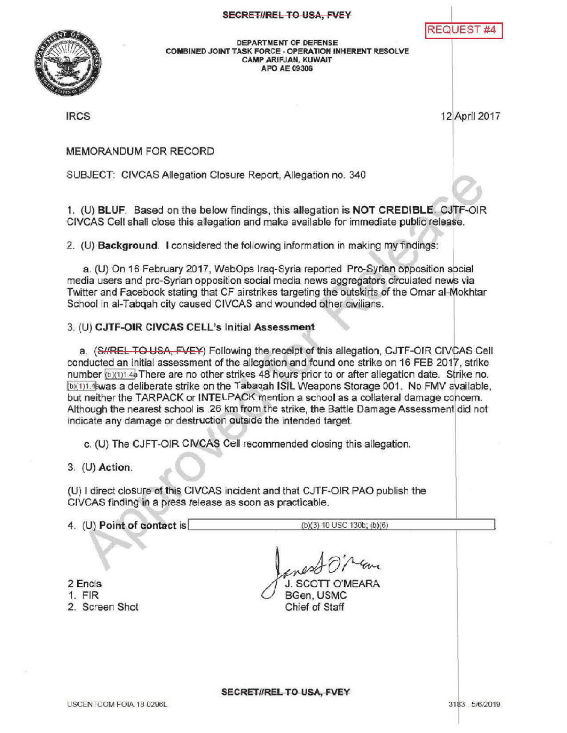SECRET//REL TO USA, FVEY

REQUEST #4

DEPARTMENT OF DEFENSE
COMBINED JOINT TASK FORCE - OPERATION INHERENT RESOLVE
CAMP ARIFJAN, KUWAIT
APO AE 09306

IRCS

12 April 2017

MEMORANDUM FOR RECORD

SUBJECT: CIVCAS Allegation Closure Report, Allegation no. 340

1. (U) **BLUF**. Based on the below findings, this allegation is **NOT CREDIBLE**. CJTF-OIR CIVCAS Cell shall close this allegation and make available for immediate public release.

2. (U) **Background**. I considered the following information in making my findings:

   a. (U) On 16 February 2017, WebOps Iraq-Syria reported Pro-Syrian opposition social media users and pro-Syrian opposition social media news aggregators circulated news via Twitter and Facebook stating that CF airstrikes targeting the outskirts of the Omar al-Mokhtar School in al-Tabqah city caused CIVCAS and wounded other civilians.

3. (U) **CJTF-OIR CIVCAS CELL's Initial Assessment**

   a. (~~S//REL TO USA, FVEY~~) Following the receipt of this allegation, CJTF-OIR CIVCAS Cell conducted an initial assessment of the allegation and found one strike on 16 FEB 2017, strike number (b)(1)1.4a There are no other strikes 48 hours prior to or after allegation date. Strike no. (b)(1)1.4a was a deliberate strike on the Tabaqah ISIL Weapons Storage 001. No FMV available, but neither the TARPACK or INTELPACK mention a school as a collateral damage concern. Although the nearest school is .26 km from the strike, the Battle Damage Assessment did not indicate any damage or destruction outside the intended target.

   c. (U) The CJFT-OIR CIVCAS Cell recommended closing this allegation.

3. (U) **Action**.

(U) I direct closure of this CIVCAS incident and that CJTF-OIR PAO publish the CIVCAS finding in a press release as soon as practicable.

4. (U) **Point of contact** is (b)(3) 10 USC 130b; (b)(6)

2 Encls
1. FIR
2. Screen Shot

J. SCOTT O'MEARA
BGen, USMC
Chief of Staff

SECRET//REL TO USA, FVEY

USCENTCOM FOIA 18 0296L

3183 5/6/2019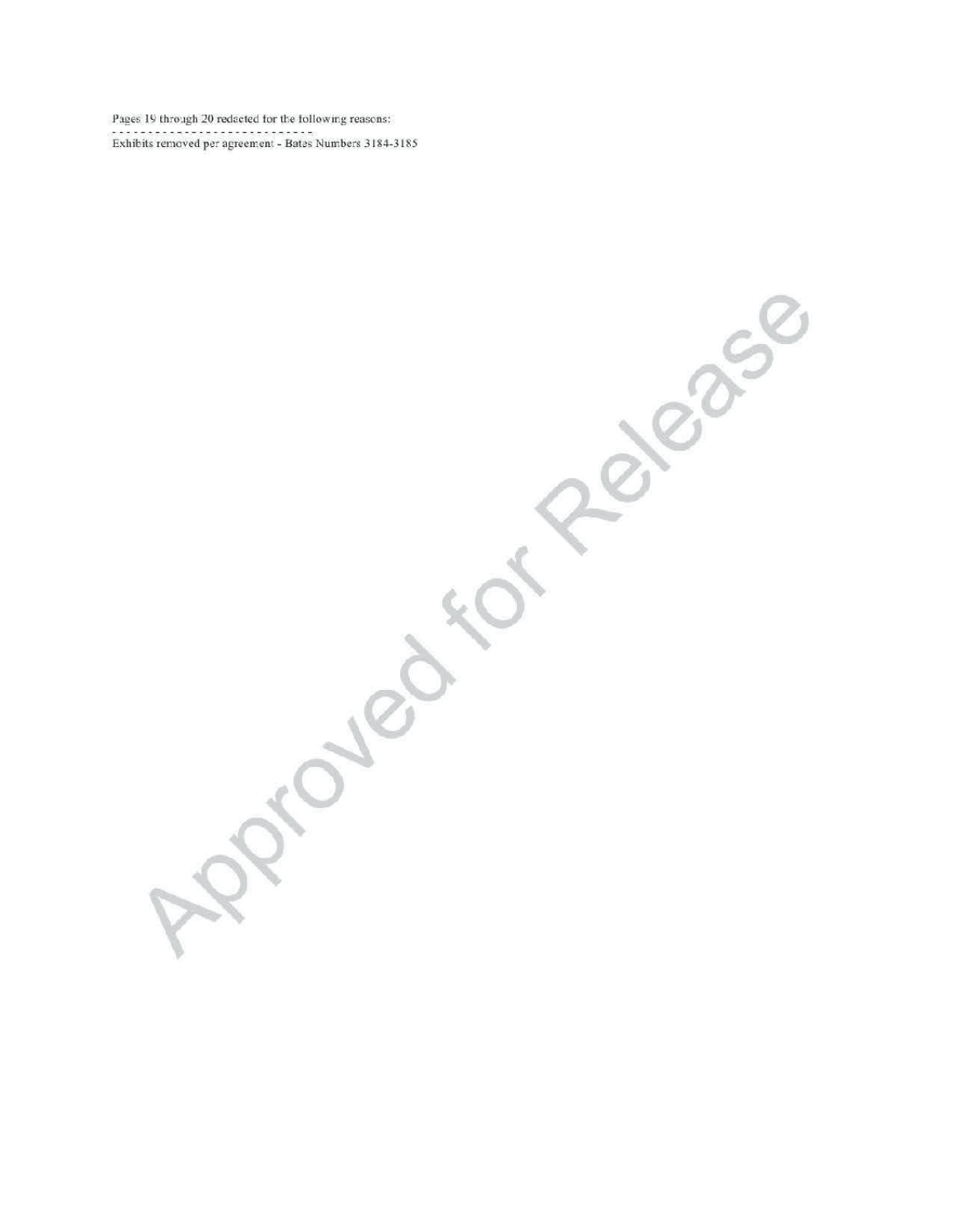Pages 19 through 20 redacted for the following reasons:

- - - - - - - - - - - - - - - - - - - - - - - - - - -

Exhibits removed per agreement - Bates Numbers 3184-3185